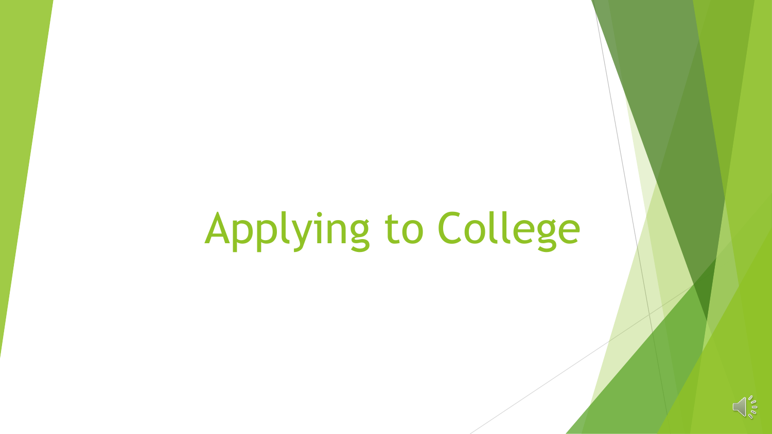# Applying to College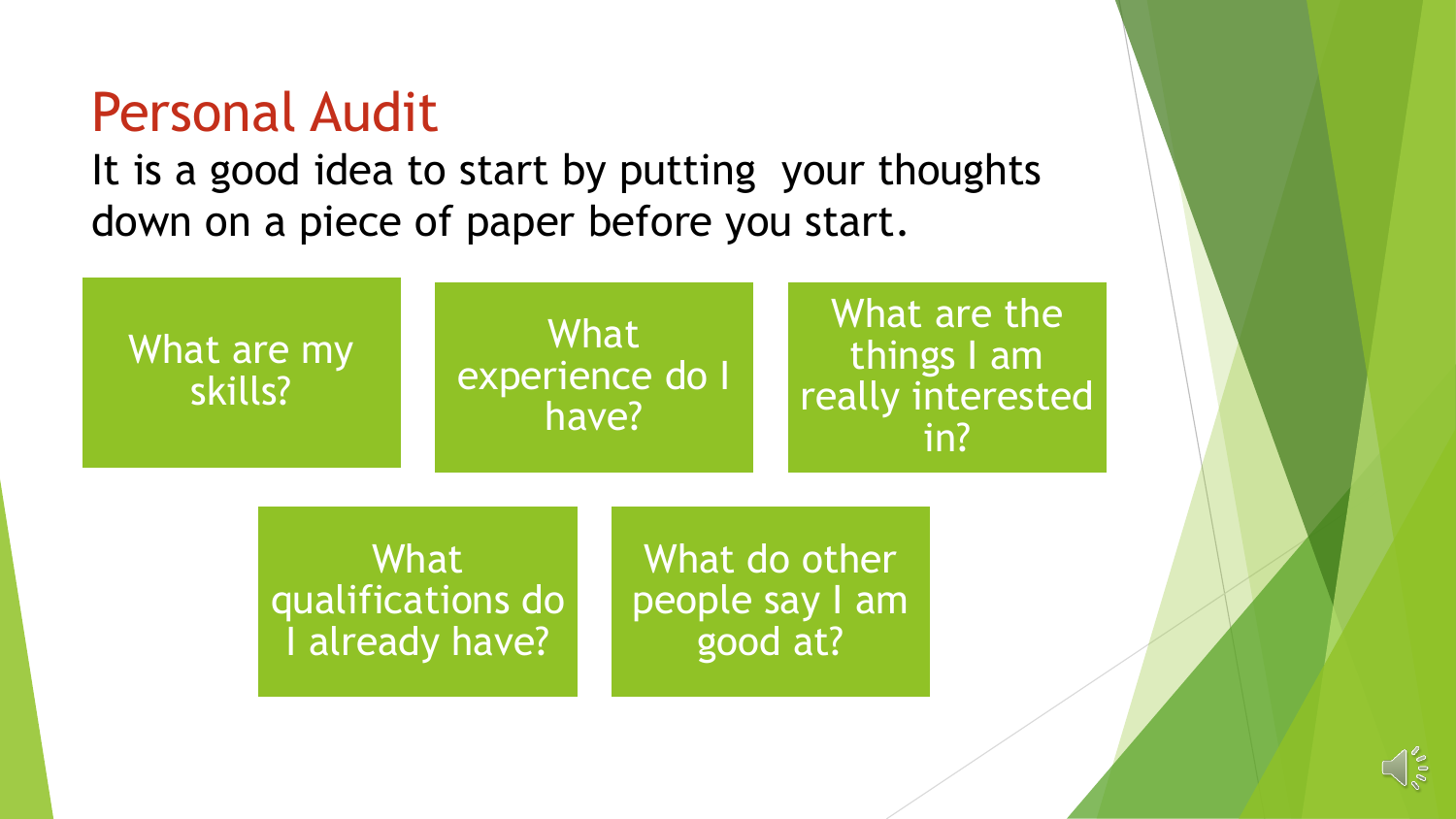# Personal Audit

It is a good idea to start by putting your thoughts down on a piece of paper before you start.

- What are my skills?
- What experience do I have?
- What are the things I am really interested in?
- What qualifications do I already have?
- What do other people say I am good at?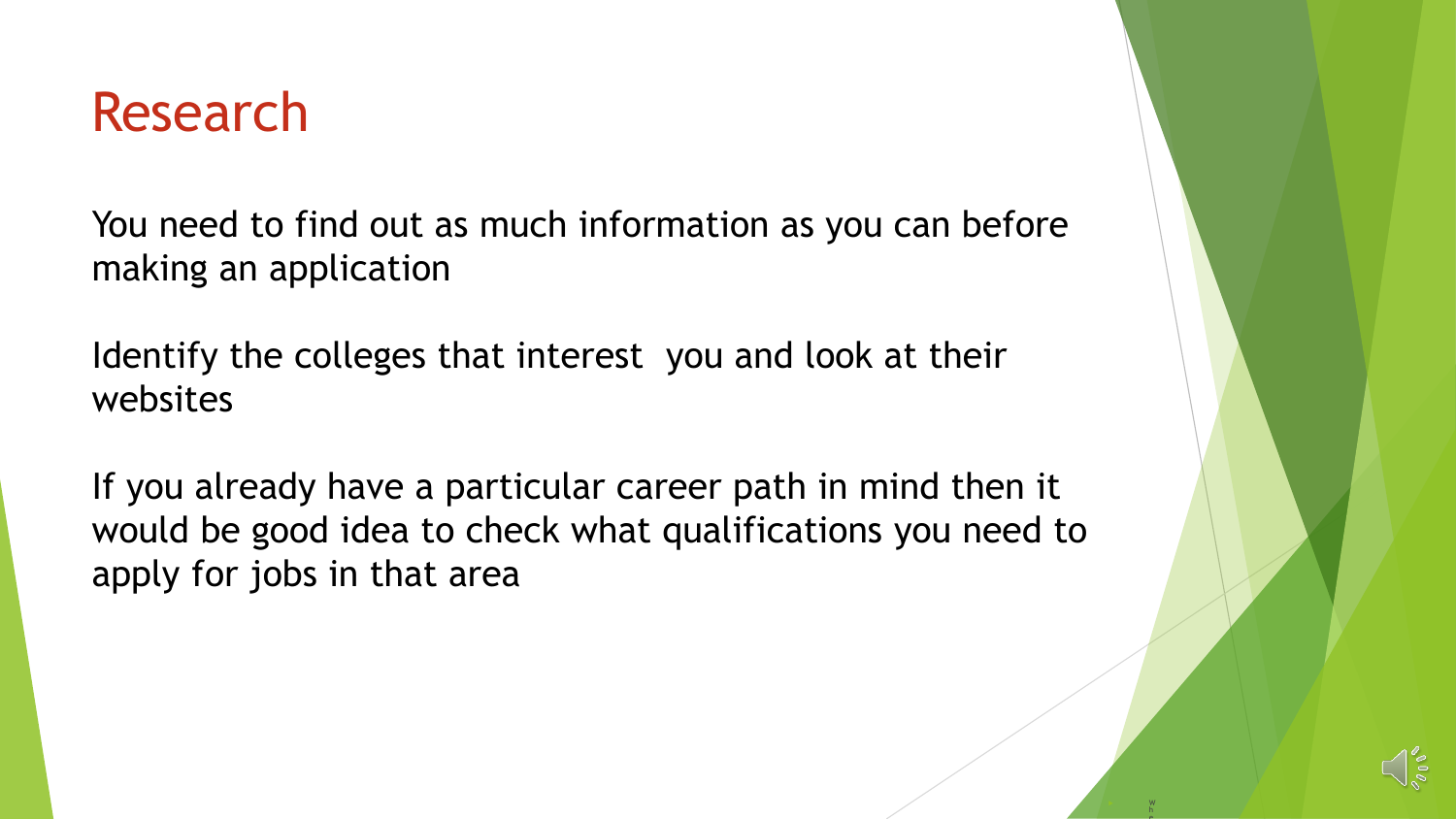# Research

You need to find out as much information as you can before making an application

Identify the colleges that interest  you and look at their websites

If you already have a particular career path in mind then it would be good idea to check what qualifications you need to apply for jobs in that area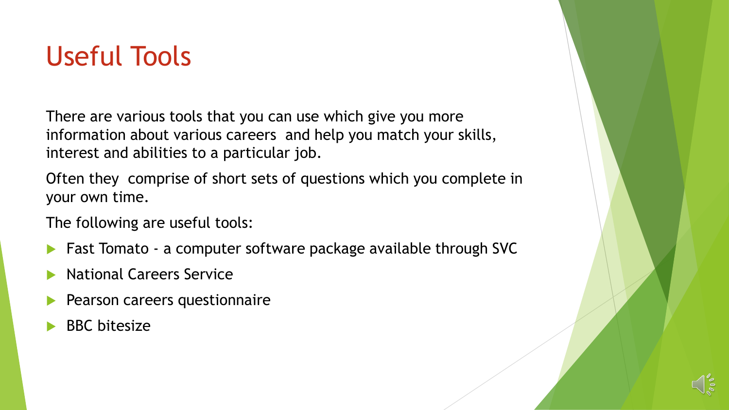# Useful Tools

There are various tools that you can use which give you more information about various careers  and help you match your skills, interest and abilities to a particular job.

Often they  comprise of short sets of questions which you complete in your own time.

The following are useful tools:

- Fast Tomato - a computer software package available through SVC
- National Careers Service
- Pearson careers questionnaire
- BBC bitesize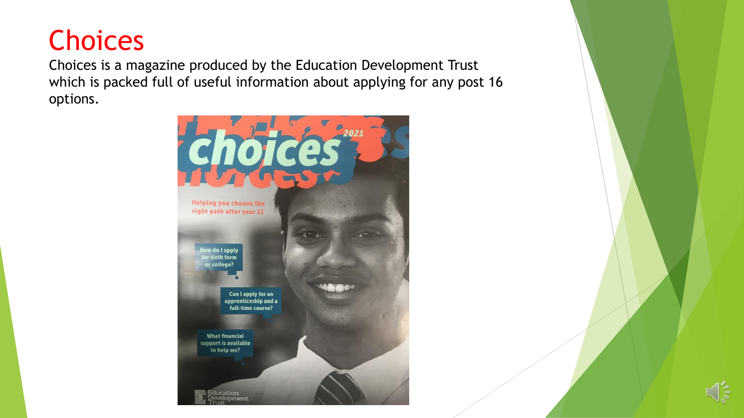# Choices

Choices is a magazine produced by the Education Development Trust which is packed full of useful information about applying for any post 16 options.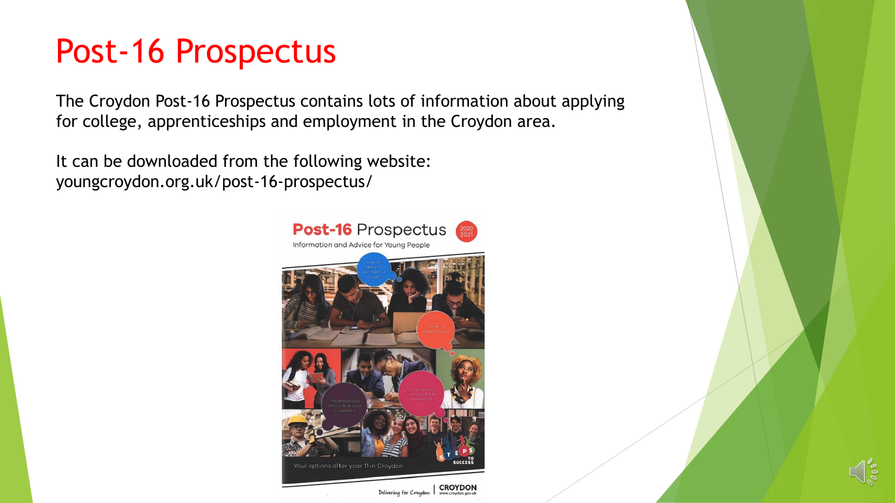# Post-16 Prospectus

The Croydon Post-16 Prospectus contains lots of information about applying for college, apprenticeships and employment in the Croydon area.

It can be downloaded from the following website:
youngcroydon.org.uk/post-16-prospectus/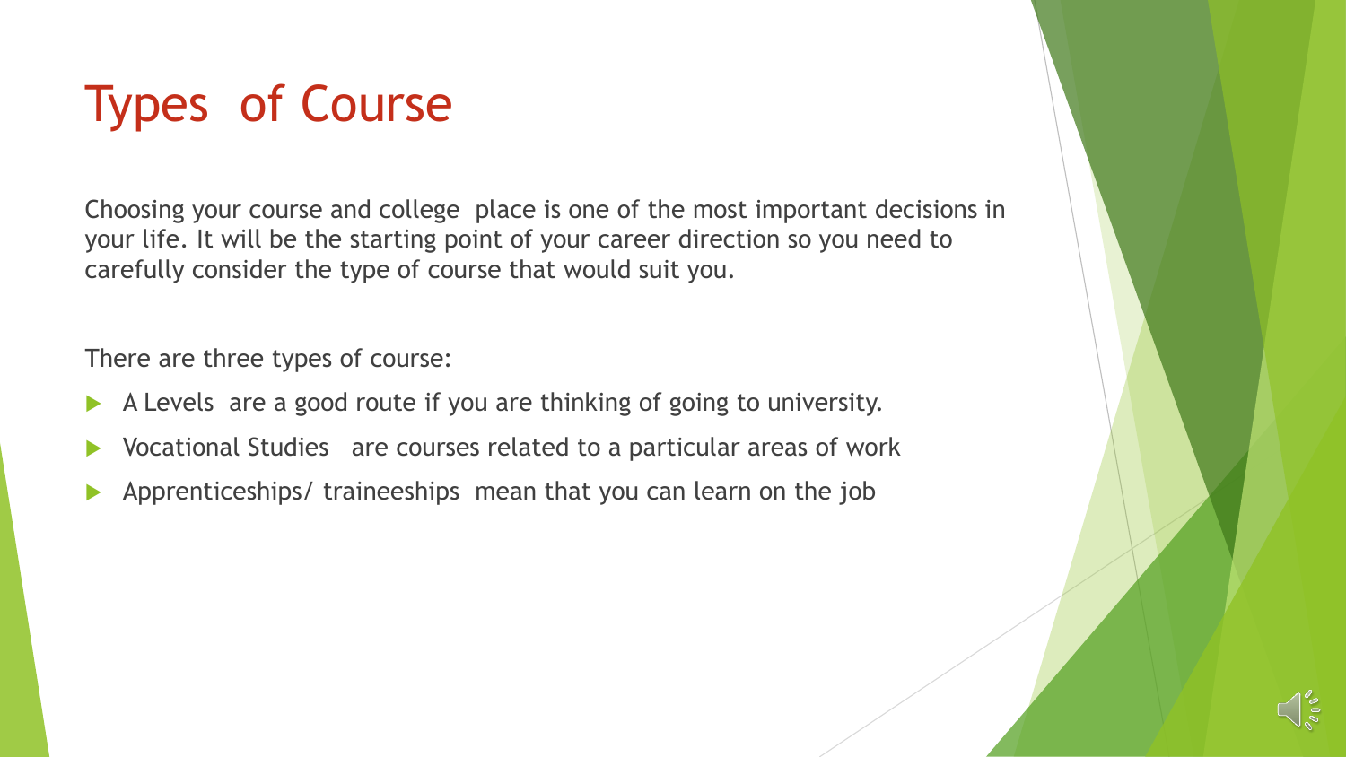# Types of Course

Choosing your course and college place is one of the most important decisions in your life. It will be the starting point of your career direction so you need to carefully consider the type of course that would suit you.

There are three types of course:

- A Levels are a good route if you are thinking of going to university.
- Vocational Studies are courses related to a particular areas of work
- Apprenticeships/ traineeships mean that you can learn on the job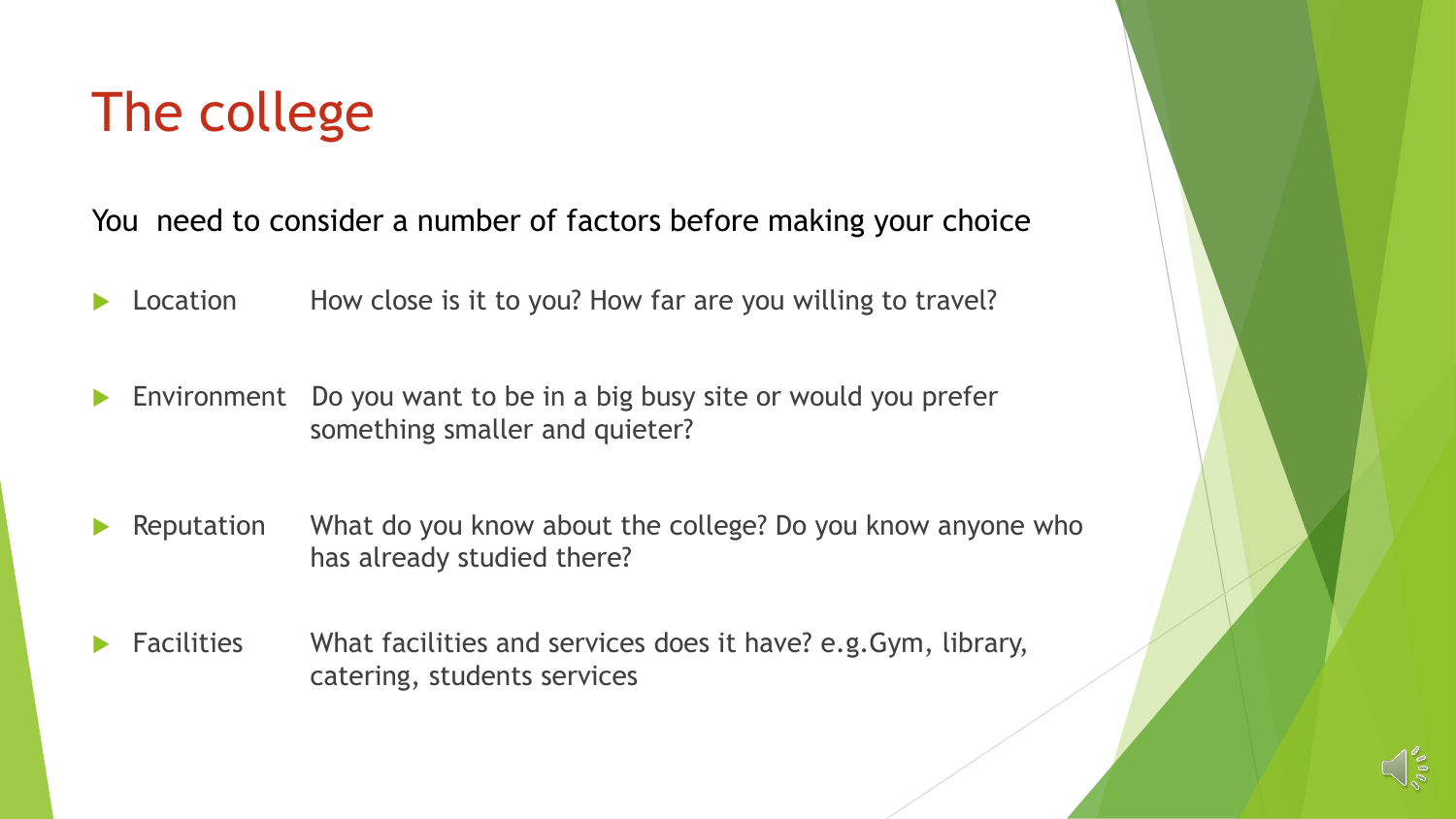# The college

You  need to consider a number of factors before making your choice

- Location — How close is it to you? How far are you willing to travel?
- Environment — Do you want to be in a big busy site or would you prefer something smaller and quieter?
- Reputation — What do you know about the college? Do you know anyone who has already studied there?
- Facilities — What facilities and services does it have? e.g.Gym, library, catering, students services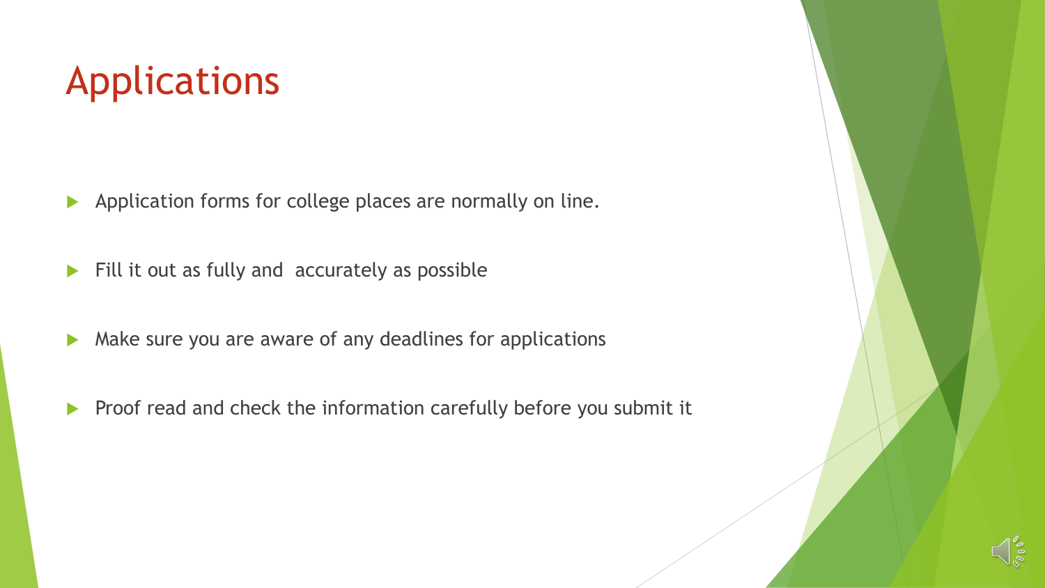# Applications

- Application forms for college places are normally on line.
- Fill it out as fully and  accurately as possible
- Make sure you are aware of any deadlines for applications
- Proof read and check the information carefully before you submit it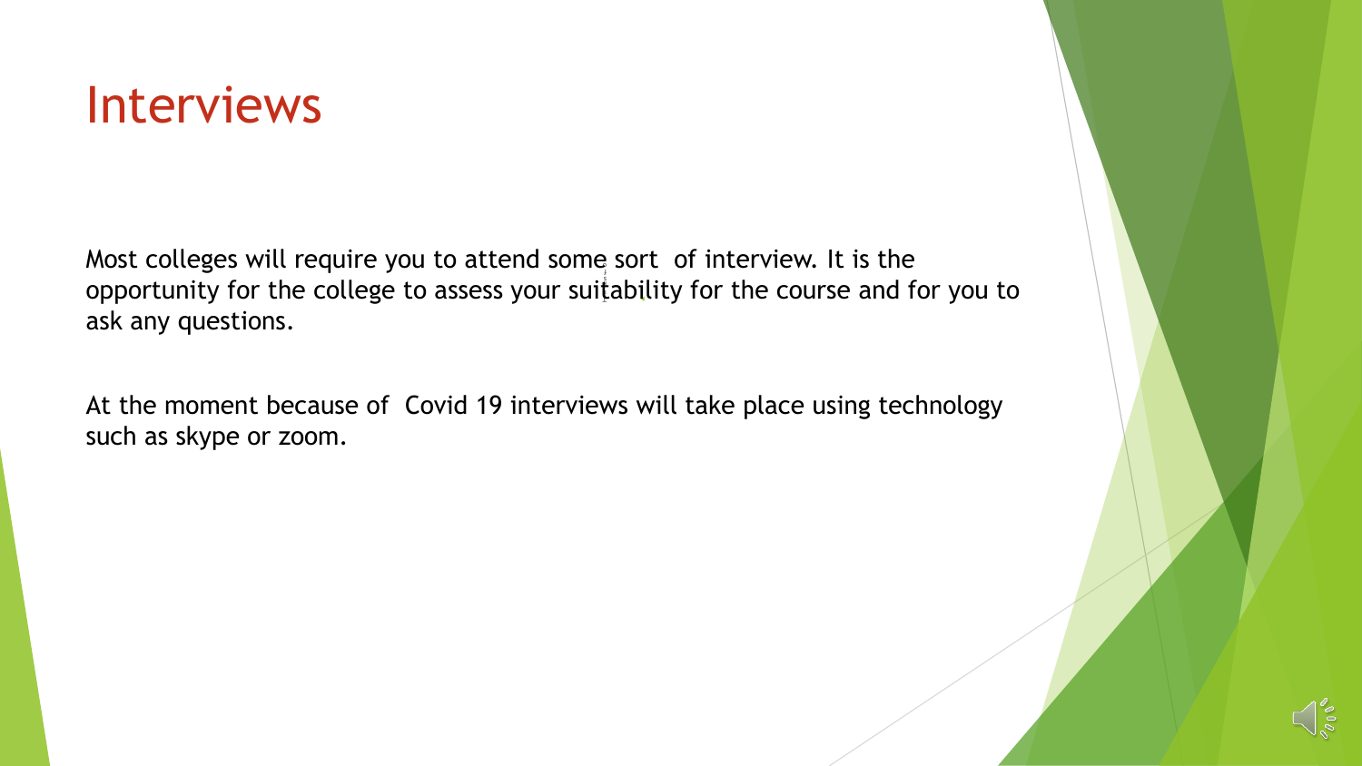# Interviews

Most colleges will require you to attend some sort of interview. It is the opportunity for the college to assess your suitability for the course and for you to ask any questions.

At the moment because of Covid 19 interviews will take place using technology such as skype or zoom.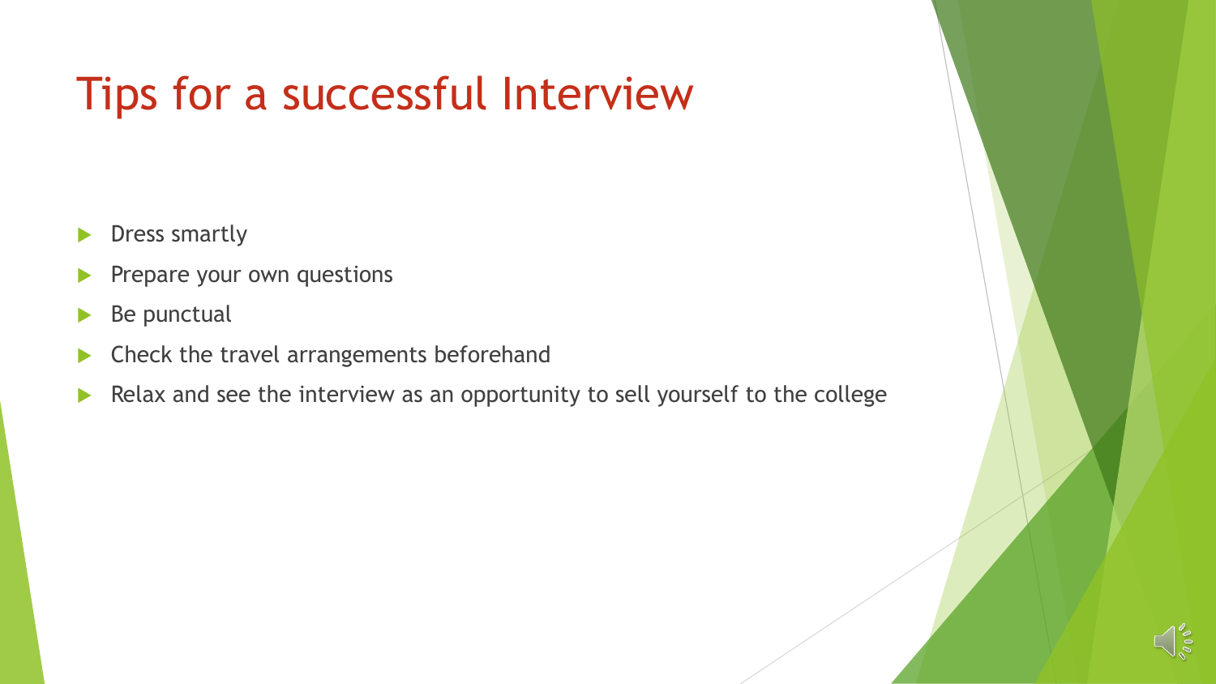# Tips for a successful Interview

- Dress smartly
- Prepare your own questions
- Be punctual
- Check the travel arrangements beforehand
- Relax and see the interview as an opportunity to sell yourself to the college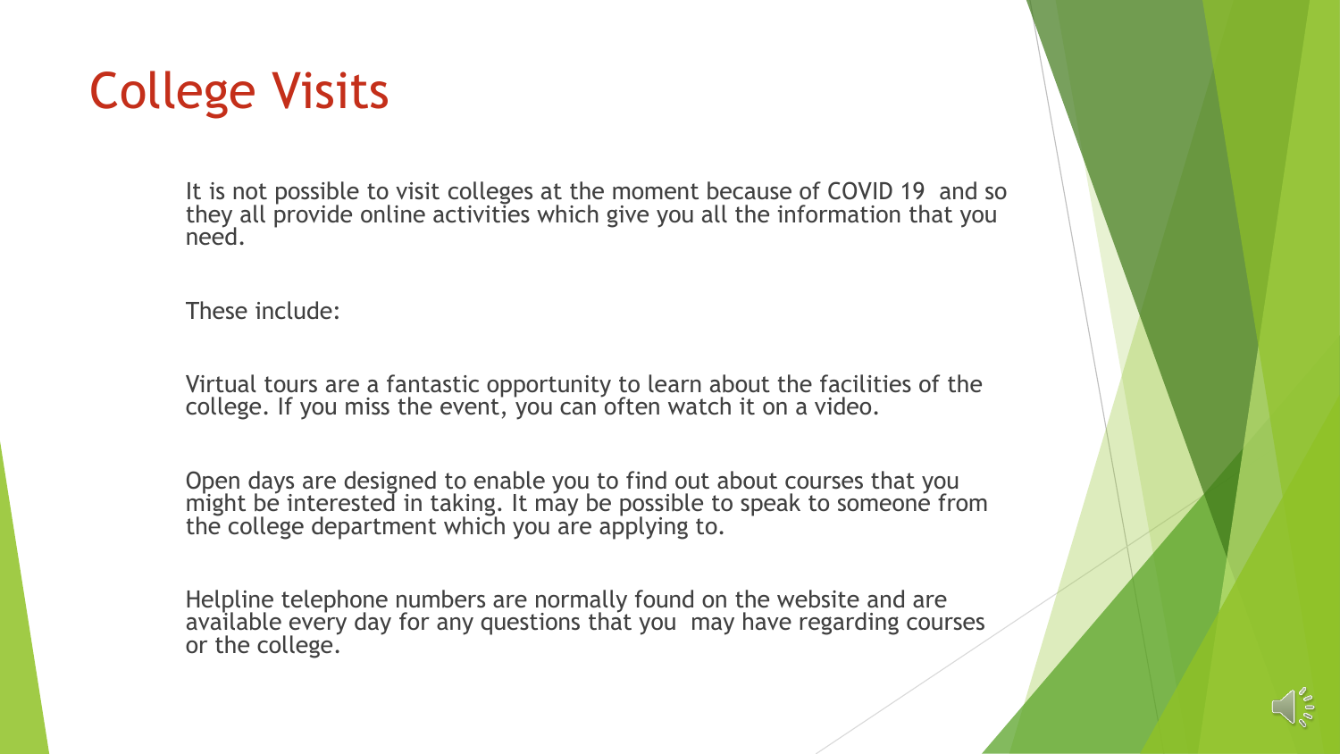# College Visits

It is not possible to visit colleges at the moment because of COVID 19 and so they all provide online activities which give you all the information that you need.

These include:

Virtual tours are a fantastic opportunity to learn about the facilities of the college. If you miss the event, you can often watch it on a video.

Open days are designed to enable you to find out about courses that you might be interested in taking. It may be possible to speak to someone from the college department which you are applying to.

Helpline telephone numbers are normally found on the website and are available every day for any questions that you may have regarding courses or the college.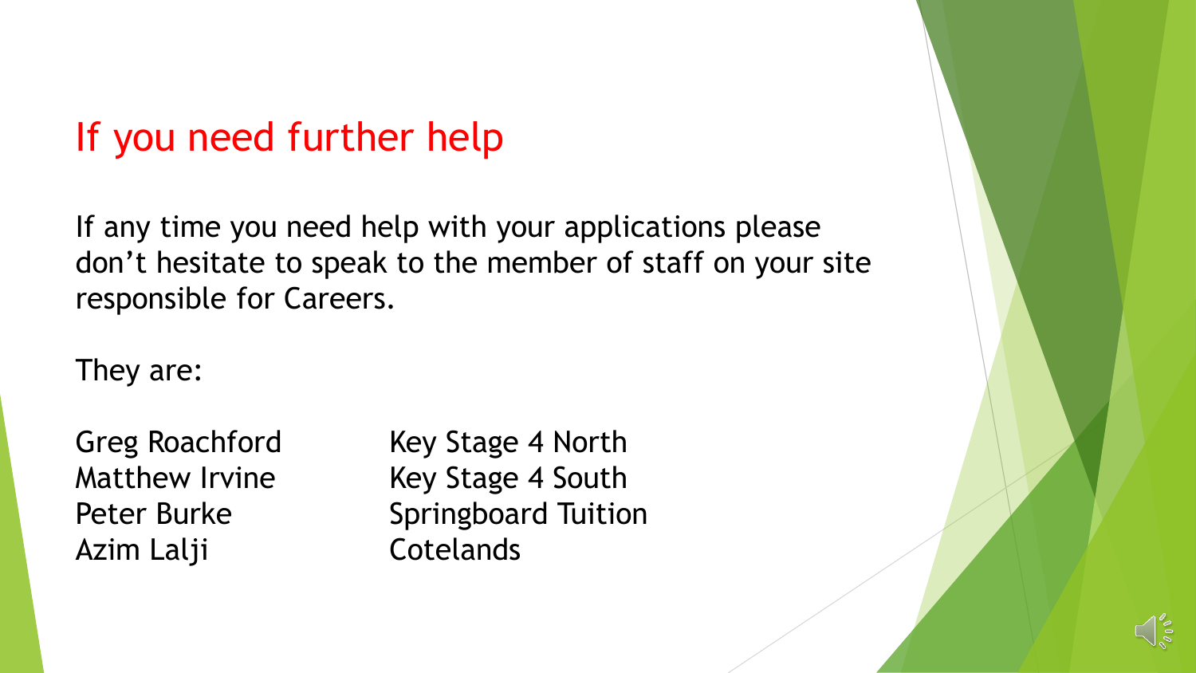# If you need further help

If any time you need help with your applications please don't hesitate to speak to the member of staff on your site responsible for Careers.

They are:

| | |
|---|---|
| Greg Roachford | Key Stage 4 North |
| Matthew Irvine | Key Stage 4 South |
| Peter Burke | Springboard Tuition |
| Azim Lalji | Cotelands |